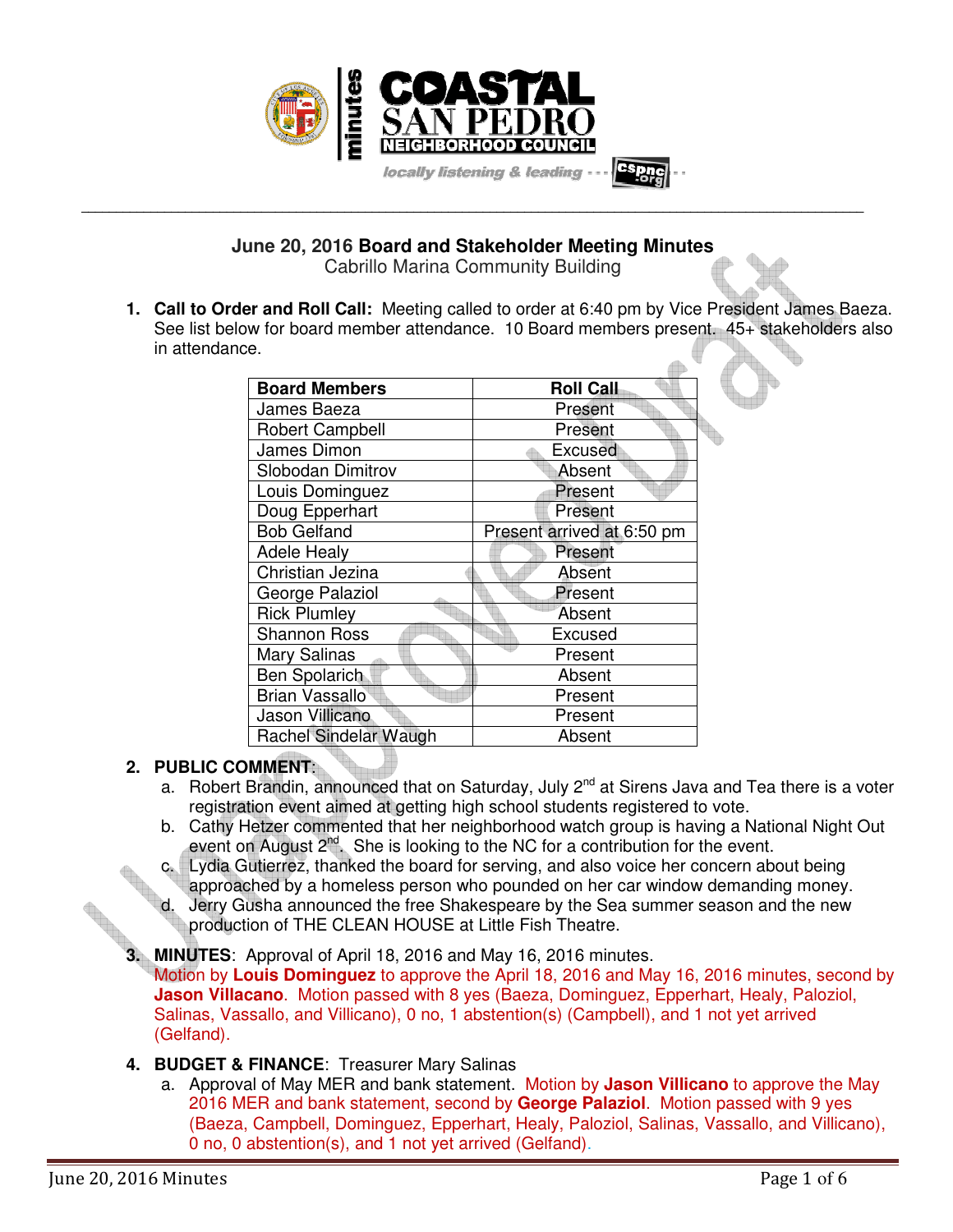# June 20, 2016 Board and Stakeholder Meeting Minutes

Cabrillo Marina Community Building

1. **Call to Order and Roll Call:** Meeting called to order at 6:40 pm by Vice President James Baeza. See list below for board member attendance. 10 Board members present. 45+ stakeholders also in attendance.

| Board Members | Roll Call |
| --- | --- |
| James Baeza | Present |
| Robert Campbell | Present |
| James Dimon | Excused |
| Slobodan Dimitrov | Absent |
| Louis Dominguez | Present |
| Doug Epperhart | Present |
| Bob Gelfand | Present arrived at 6:50 pm |
| Adele Healy | Present |
| Christian Jezina | Absent |
| George Palaziol | Present |
| Rick Plumley | Absent |
| Shannon Ross | Excused |
| Mary Salinas | Present |
| Ben Spolarich | Absent |
| Brian Vassallo | Present |
| Jason Villicano | Present |
| Rachel Sindelar Waugh | Absent |

2. **PUBLIC COMMENT**:
   a. Robert Brandin, announced that on Saturday, July 2nd at Sirens Java and Tea there is a voter registration event aimed at getting high school students registered to vote.
   b. Cathy Hetzer commented that her neighborhood watch group is having a National Night Out event on August 2nd. She is looking to the NC for a contribution for the event.
   c. Lydia Gutierrez, thanked the board for serving, and also voice her concern about being approached by a homeless person who pounded on her car window demanding money.
   d. Jerry Gusha announced the free Shakespeare by the Sea summer season and the new production of THE CLEAN HOUSE at Little Fish Theatre.

3. **MINUTES**: Approval of April 18, 2016 and May 16, 2016 minutes.
   Motion by **Louis Dominguez** to approve the April 18, 2016 and May 16, 2016 minutes, second by **Jason Villacano**. Motion passed with 8 yes (Baeza, Dominguez, Epperhart, Healy, Paloziol, Salinas, Vassallo, and Villicano), 0 no, 1 abstention(s) (Campbell), and 1 not yet arrived (Gelfand).

4. **BUDGET & FINANCE**: Treasurer Mary Salinas
   a. Approval of May MER and bank statement. Motion by **Jason Villicano** to approve the May 2016 MER and bank statement, second by **George Palaziol**. Motion passed with 9 yes (Baeza, Campbell, Dominguez, Epperhart, Healy, Paloziol, Salinas, Vassallo, and Villicano), 0 no, 0 abstention(s), and 1 not yet arrived (Gelfand).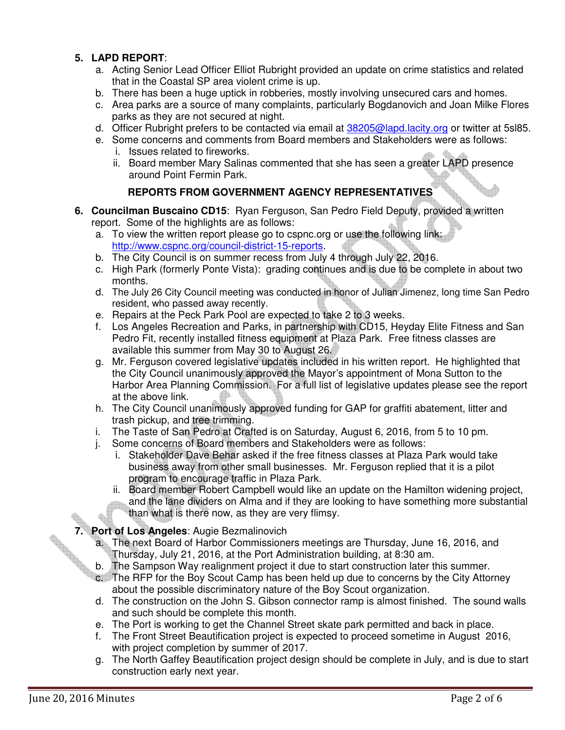**5. LAPD REPORT**:

a. Acting Senior Lead Officer Elliot Rubright provided an update on crime statistics and related that in the Coastal SP area violent crime is up.

b. There has been a huge uptick in robberies, mostly involving unsecured cars and homes.

c. Area parks are a source of many complaints, particularly Bogdanovich and Joan Milke Flores parks as they are not secured at night.

d. Officer Rubright prefers to be contacted via email at 38205@lapd.lacity.org or twitter at 5sl85.

e. Some concerns and comments from Board members and Stakeholders were as follows:

   i. Issues related to fireworks.

   ii. Board member Mary Salinas commented that she has seen a greater LAPD presence around Point Fermin Park.

**REPORTS FROM GOVERNMENT AGENCY REPRESENTATIVES**

**6. Councilman Buscaino CD15**: Ryan Ferguson, San Pedro Field Deputy, provided a written report. Some of the highlights are as follows:

a. To view the written report please go to cspnc.org or use the following link: http://www.cspnc.org/council-district-15-reports.

b. The City Council is on summer recess from July 4 through July 22, 2016.

c. High Park (formerly Ponte Vista): grading continues and is due to be complete in about two months.

d. The July 26 City Council meeting was conducted in honor of Julian Jimenez, long time San Pedro resident, who passed away recently.

e. Repairs at the Peck Park Pool are expected to take 2 to 3 weeks.

f. Los Angeles Recreation and Parks, in partnership with CD15, Heyday Elite Fitness and San Pedro Fit, recently installed fitness equipment at Plaza Park. Free fitness classes are available this summer from May 30 to August 26.

g. Mr. Ferguson covered legislative updates included in his written report. He highlighted that the City Council unanimously approved the Mayor's appointment of Mona Sutton to the Harbor Area Planning Commission. For a full list of legislative updates please see the report at the above link.

h. The City Council unanimously approved funding for GAP for graffiti abatement, litter and trash pickup, and tree trimming.

i. The Taste of San Pedro at Crafted is on Saturday, August 6, 2016, from 5 to 10 pm.

j. Some concerns of Board members and Stakeholders were as follows:

   i. Stakeholder Dave Behar asked if the free fitness classes at Plaza Park would take business away from other small businesses. Mr. Ferguson replied that it is a pilot program to encourage traffic in Plaza Park.

   ii. Board member Robert Campbell would like an update on the Hamilton widening project, and the lane dividers on Alma and if they are looking to have something more substantial than what is there now, as they are very flimsy.

**7. Port of Los Angeles**: Augie Bezmalinovich

a. The next Board of Harbor Commissioners meetings are Thursday, June 16, 2016, and Thursday, July 21, 2016, at the Port Administration building, at 8:30 am.

b. The Sampson Way realignment project it due to start construction later this summer.

c. The RFP for the Boy Scout Camp has been held up due to concerns by the City Attorney about the possible discriminatory nature of the Boy Scout organization.

d. The construction on the John S. Gibson connector ramp is almost finished. The sound walls and such should be complete this month.

e. The Port is working to get the Channel Street skate park permitted and back in place.

f. The Front Street Beautification project is expected to proceed sometime in August 2016, with project completion by summer of 2017.

g. The North Gaffey Beautification project design should be complete in July, and is due to start construction early next year.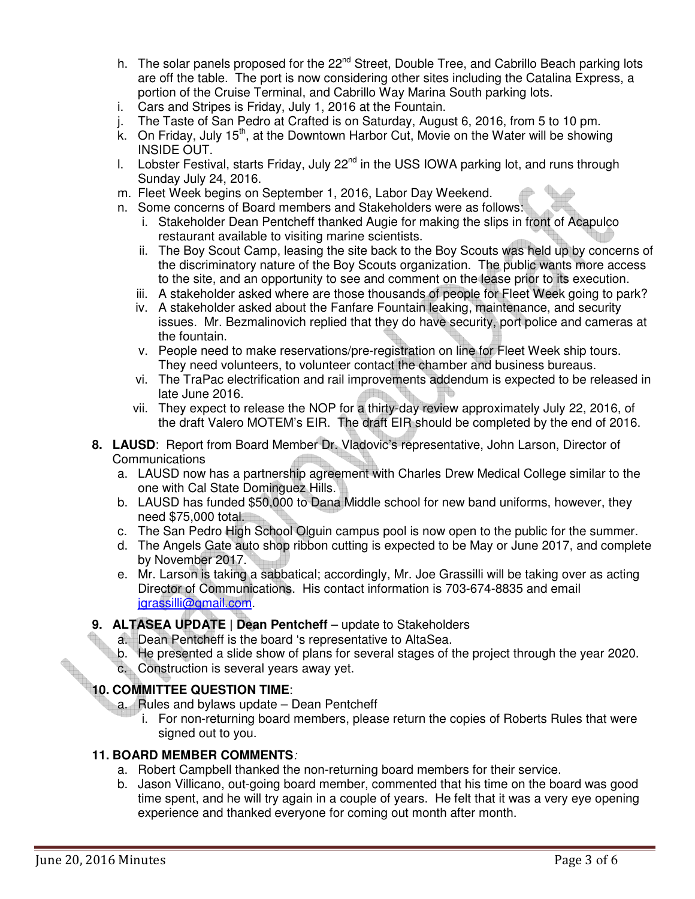h. The solar panels proposed for the 22nd Street, Double Tree, and Cabrillo Beach parking lots are off the table. The port is now considering other sites including the Catalina Express, a portion of the Cruise Terminal, and Cabrillo Way Marina South parking lots.
i. Cars and Stripes is Friday, July 1, 2016 at the Fountain.
j. The Taste of San Pedro at Crafted is on Saturday, August 6, 2016, from 5 to 10 pm.
k. On Friday, July 15th, at the Downtown Harbor Cut, Movie on the Water will be showing INSIDE OUT.
l. Lobster Festival, starts Friday, July 22nd in the USS IOWA parking lot, and runs through Sunday July 24, 2016.
m. Fleet Week begins on September 1, 2016, Labor Day Weekend.
n. Some concerns of Board members and Stakeholders were as follows:
   i. Stakeholder Dean Pentcheff thanked Augie for making the slips in front of Acapulco restaurant available to visiting marine scientists.
   ii. The Boy Scout Camp, leasing the site back to the Boy Scouts was held up by concerns of the discriminatory nature of the Boy Scouts organization. The public wants more access to the site, and an opportunity to see and comment on the lease prior to its execution.
   iii. A stakeholder asked where are those thousands of people for Fleet Week going to park?
   iv. A stakeholder asked about the Fanfare Fountain leaking, maintenance, and security issues. Mr. Bezmalinovich replied that they do have security, port police and cameras at the fountain.
   v. People need to make reservations/pre-registration on line for Fleet Week ship tours. They need volunteers, to volunteer contact the chamber and business bureaus.
   vi. The TraPac electrification and rail improvements addendum is expected to be released in late June 2016.
   vii. They expect to release the NOP for a thirty-day review approximately July 22, 2016, of the draft Valero MOTEM's EIR. The draft EIR should be completed by the end of 2016.

**8. LAUSD**: Report from Board Member Dr. Vladovic's representative, John Larson, Director of Communications

a. LAUSD now has a partnership agreement with Charles Drew Medical College similar to the one with Cal State Dominguez Hills.
b. LAUSD has funded $50,000 to Dana Middle school for new band uniforms, however, they need $75,000 total.
c. The San Pedro High School Olguin campus pool is now open to the public for the summer.
d. The Angels Gate auto shop ribbon cutting is expected to be May or June 2017, and complete by November 2017.
e. Mr. Larson is taking a sabbatical; accordingly, Mr. Joe Grassilli will be taking over as acting Director of Communications. His contact information is 703-674-8835 and email jgrassilli@gmail.com.

**9. ALTASEA UPDATE | Dean Pentcheff** – update to Stakeholders

a. Dean Pentcheff is the board 's representative to AltaSea.
b. He presented a slide show of plans for several stages of the project through the year 2020.
c. Construction is several years away yet.

**10. COMMITTEE QUESTION TIME**:

a. Rules and bylaws update – Dean Pentcheff
   i. For non-returning board members, please return the copies of Roberts Rules that were signed out to you.

**11. BOARD MEMBER COMMENTS**:

a. Robert Campbell thanked the non-returning board members for their service.
b. Jason Villicano, out-going board member, commented that his time on the board was good time spent, and he will try again in a couple of years. He felt that it was a very eye opening experience and thanked everyone for coming out month after month.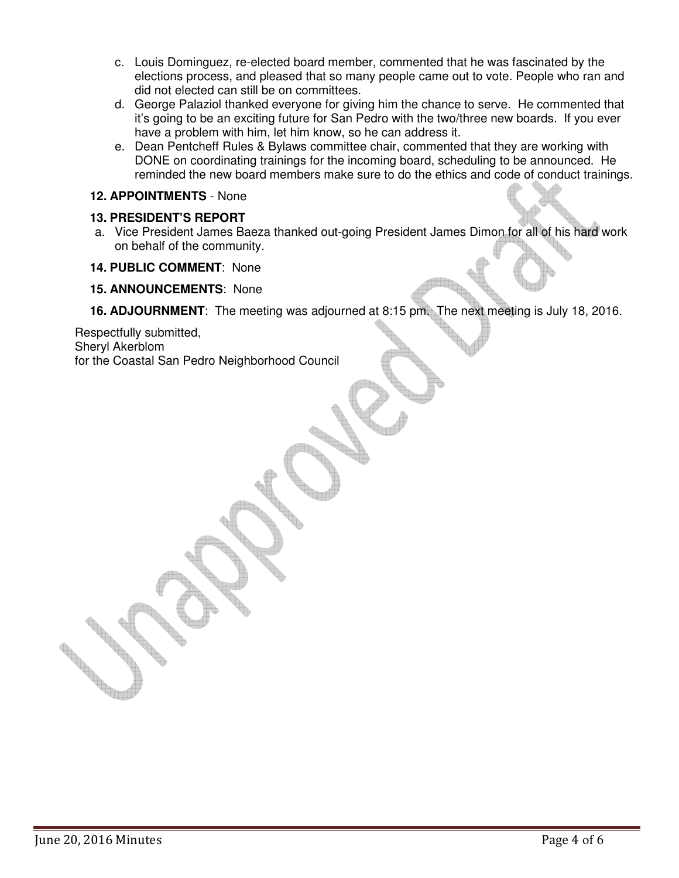c. Louis Dominguez, re-elected board member, commented that he was fascinated by the elections process, and pleased that so many people came out to vote. People who ran and did not elected can still be on committees.
d. George Palaziol thanked everyone for giving him the chance to serve. He commented that it's going to be an exciting future for San Pedro with the two/three new boards. If you ever have a problem with him, let him know, so he can address it.
e. Dean Pentcheff Rules & Bylaws committee chair, commented that they are working with DONE on coordinating trainings for the incoming board, scheduling to be announced. He reminded the new board members make sure to do the ethics and code of conduct trainings.

**12. APPOINTMENTS** - None

**13. PRESIDENT'S REPORT**

a. Vice President James Baeza thanked out-going President James Dimon for all of his hard work on behalf of the community.

**14. PUBLIC COMMENT**: None

**15. ANNOUNCEMENTS**: None

**16. ADJOURNMENT**: The meeting was adjourned at 8:15 pm. The next meeting is July 18, 2016.

Respectfully submitted,
Sheryl Akerblom
for the Coastal San Pedro Neighborhood Council